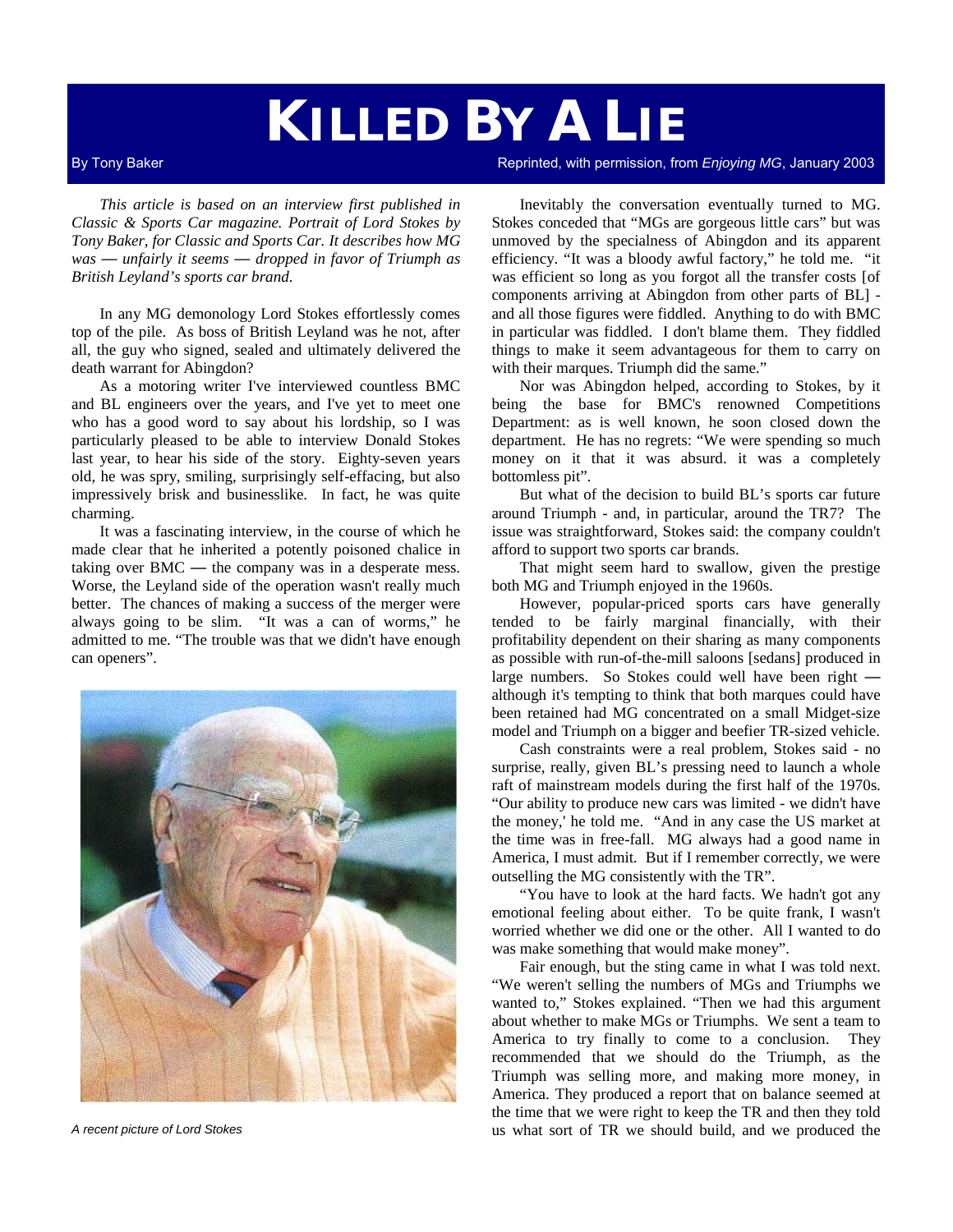# KILLED BY A LIE

By Tony Baker

Reprinted, with permission, from *Enjoying MG*, January 2003

*This article is based on an interview first published in Classic & Sports Car magazine. Portrait of Lord Stokes by Tony Baker, for Classic and Sports Car. It describes how MG was — unfairly it seems — dropped in favor of Triumph as British Leyland's sports car brand.*

In any MG demonology Lord Stokes effortlessly comes top of the pile. As boss of British Leyland was he not, after all, the guy who signed, sealed and ultimately delivered the death warrant for Abingdon?

As a motoring writer I've interviewed countless BMC and BL engineers over the years, and I've yet to meet one who has a good word to say about his lordship, so I was particularly pleased to be able to interview Donald Stokes last year, to hear his side of the story. Eighty-seven years old, he was spry, smiling, surprisingly self-effacing, but also impressively brisk and businesslike. In fact, he was quite charming.

It was a fascinating interview, in the course of which he made clear that he inherited a potently poisoned chalice in taking over BMC — the company was in a desperate mess. Worse, the Leyland side of the operation wasn't really much better. The chances of making a success of the merger were always going to be slim. "It was a can of worms," he admitted to me. "The trouble was that we didn't have enough can openers".

*A recent picture of Lord Stokes*

Inevitably the conversation eventually turned to MG. Stokes conceded that "MGs are gorgeous little cars" but was unmoved by the specialness of Abingdon and its apparent efficiency. "It was a bloody awful factory," he told me. "it was efficient so long as you forgot all the transfer costs [of components arriving at Abingdon from other parts of BL] - and all those figures were fiddled. Anything to do with BMC in particular was fiddled. I don't blame them. They fiddled things to make it seem advantageous for them to carry on with their marques. Triumph did the same."

Nor was Abingdon helped, according to Stokes, by it being the base for BMC's renowned Competitions Department: as is well known, he soon closed down the department. He has no regrets: "We were spending so much money on it that it was absurd. it was a completely bottomless pit".

But what of the decision to build BL's sports car future around Triumph - and, in particular, around the TR7? The issue was straightforward, Stokes said: the company couldn't afford to support two sports car brands.

That might seem hard to swallow, given the prestige both MG and Triumph enjoyed in the 1960s.

However, popular-priced sports cars have generally tended to be fairly marginal financially, with their profitability dependent on their sharing as many components as possible with run-of-the-mill saloons [sedans] produced in large numbers. So Stokes could well have been right — although it's tempting to think that both marques could have been retained had MG concentrated on a small Midget-size model and Triumph on a bigger and beefier TR-sized vehicle.

Cash constraints were a real problem, Stokes said - no surprise, really, given BL's pressing need to launch a whole raft of mainstream models during the first half of the 1970s. "Our ability to produce new cars was limited - we didn't have the money,' he told me. "And in any case the US market at the time was in free-fall. MG always had a good name in America, I must admit. But if I remember correctly, we were outselling the MG consistently with the TR".

"You have to look at the hard facts. We hadn't got any emotional feeling about either. To be quite frank, I wasn't worried whether we did one or the other. All I wanted to do was make something that would make money".

Fair enough, but the sting came in what I was told next. "We weren't selling the numbers of MGs and Triumphs we wanted to," Stokes explained. "Then we had this argument about whether to make MGs or Triumphs. We sent a team to America to try finally to come to a conclusion. They recommended that we should do the Triumph, as the Triumph was selling more, and making more money, in America. They produced a report that on balance seemed at the time that we were right to keep the TR and then they told us what sort of TR we should build, and we produced the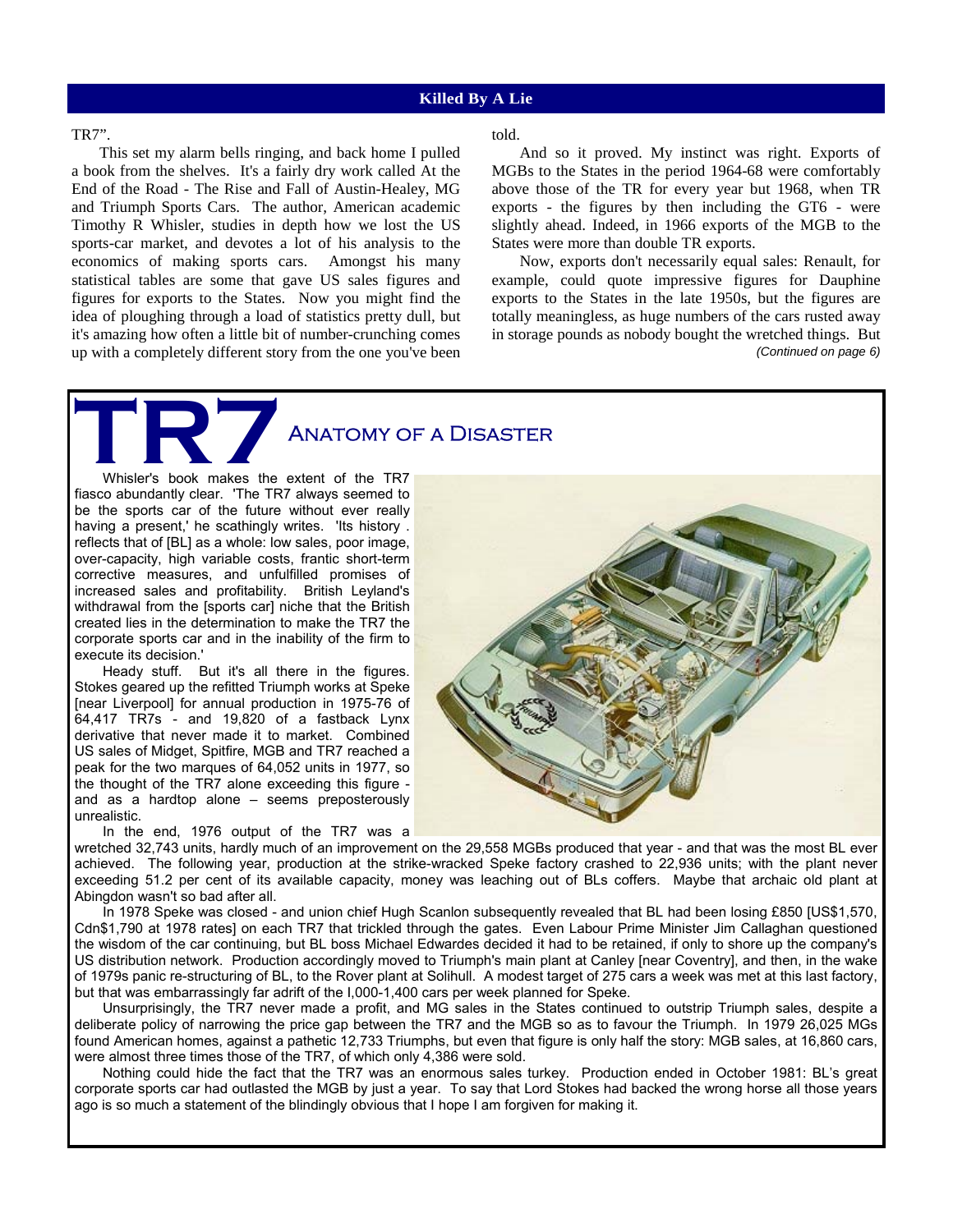TR7".

This set my alarm bells ringing, and back home I pulled a book from the shelves. It's a fairly dry work called At the End of the Road - The Rise and Fall of Austin-Healey, MG and Triumph Sports Cars. The author, American academic Timothy R Whisler, studies in depth how we lost the US sports-car market, and devotes a lot of his analysis to the economics of making sports cars. Amongst his many statistical tables are some that gave US sales figures and figures for exports to the States. Now you might find the idea of ploughing through a load of statistics pretty dull, but it's amazing how often a little bit of number-crunching comes up with a completely different story from the one you've been told.

And so it proved. My instinct was right. Exports of MGBs to the States in the period 1964-68 were comfortably above those of the TR for every year but 1968, when TR exports - the figures by then including the GT6 - were slightly ahead. Indeed, in 1966 exports of the MGB to the States were more than double TR exports.

Now, exports don't necessarily equal sales: Renault, for example, could quote impressive figures for Dauphine exports to the States in the late 1950s, but the figures are totally meaningless, as huge numbers of the cars rusted away in storage pounds as nobody bought the wretched things. But

*(Continued on page 6)*

# TR7 Anatomy of a Disaster

Whisler's book makes the extent of the TR7 fiasco abundantly clear. 'The TR7 always seemed to be the sports car of the future without ever really having a present,' he scathingly writes. 'Its history . reflects that of [BL] as a whole: low sales, poor image, over-capacity, high variable costs, frantic short-term corrective measures, and unfulfilled promises of increased sales and profitability. British Leyland's withdrawal from the [sports car] niche that the British created lies in the determination to make the TR7 the corporate sports car and in the inability of the firm to execute its decision.'

Heady stuff. But it's all there in the figures. Stokes geared up the refitted Triumph works at Speke [near Liverpool] for annual production in 1975-76 of 64,417 TR7s - and 19,820 of a fastback Lynx derivative that never made it to market. Combined US sales of Midget, Spitfire, MGB and TR7 reached a peak for the two marques of 64,052 units in 1977, so the thought of the TR7 alone exceeding this figure - and as a hardtop alone – seems preposterously unrealistic.

In the end, 1976 output of the TR7 was a wretched 32,743 units, hardly much of an improvement on the 29,558 MGBs produced that year - and that was the most BL ever achieved. The following year, production at the strike-wracked Speke factory crashed to 22,936 units; with the plant never exceeding 51.2 per cent of its available capacity, money was leaching out of BLs coffers. Maybe that archaic old plant at Abingdon wasn't so bad after all.

In 1978 Speke was closed - and union chief Hugh Scanlon subsequently revealed that BL had been losing £850 [US$1,570, Cdn$1,790 at 1978 rates] on each TR7 that trickled through the gates. Even Labour Prime Minister Jim Callaghan questioned the wisdom of the car continuing, but BL boss Michael Edwardes decided it had to be retained, if only to shore up the company's US distribution network. Production accordingly moved to Triumph's main plant at Canley [near Coventry], and then, in the wake of 1979s panic re-structuring of BL, to the Rover plant at Solihull. A modest target of 275 cars a week was met at this last factory, but that was embarrassingly far adrift of the I,000-1,400 cars per week planned for Speke.

Unsurprisingly, the TR7 never made a profit, and MG sales in the States continued to outstrip Triumph sales, despite a deliberate policy of narrowing the price gap between the TR7 and the MGB so as to favour the Triumph. In 1979 26,025 MGs found American homes, against a pathetic 12,733 Triumphs, but even that figure is only half the story: MGB sales, at 16,860 cars, were almost three times those of the TR7, of which only 4,386 were sold.

Nothing could hide the fact that the TR7 was an enormous sales turkey. Production ended in October 1981: BL's great corporate sports car had outlasted the MGB by just a year. To say that Lord Stokes had backed the wrong horse all those years ago is so much a statement of the blindingly obvious that I hope I am forgiven for making it.